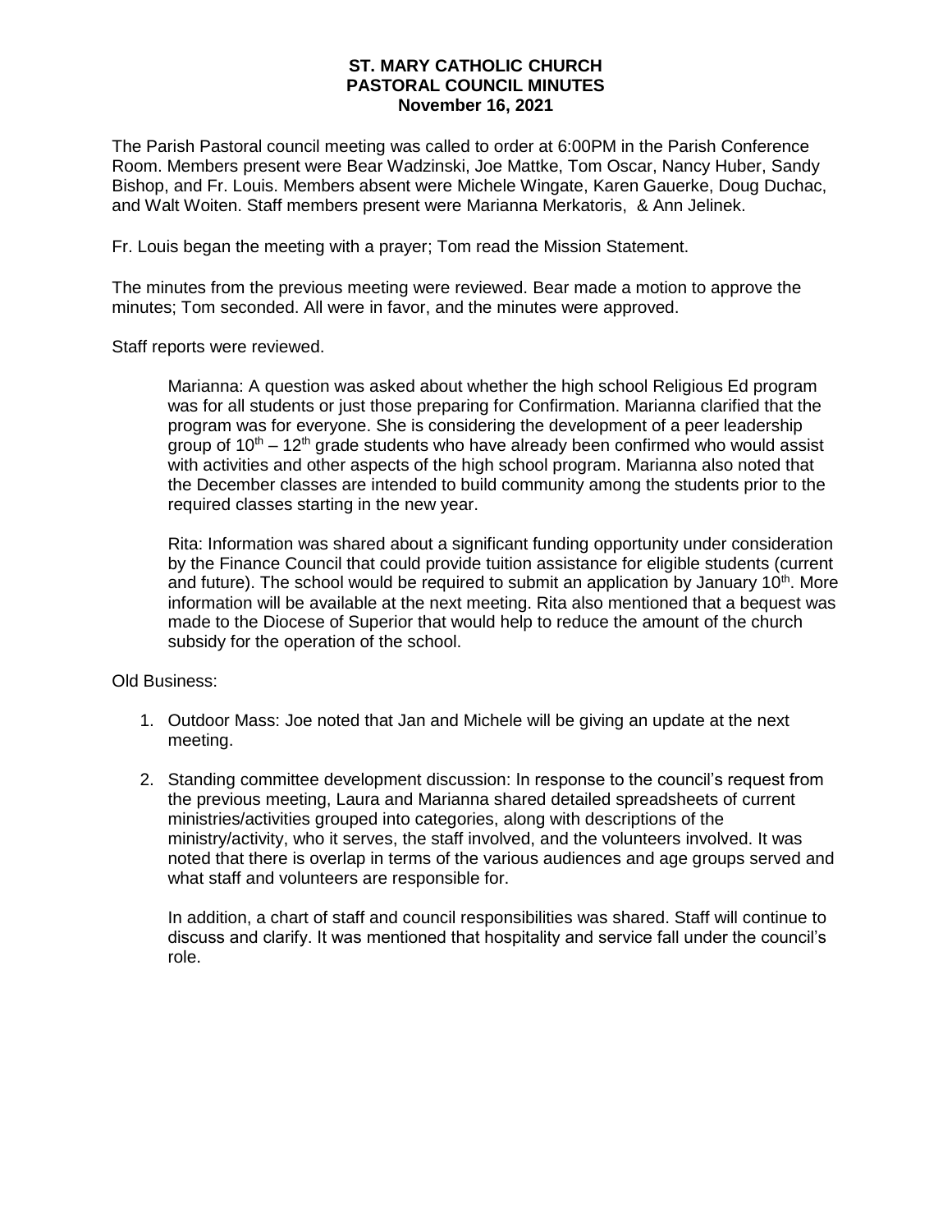# ST. MARY CATHOLIC CHURCH
## PASTORAL COUNCIL MINUTES
### November 16, 2021

The Parish Pastoral council meeting was called to order at 6:00PM in the Parish Conference Room. Members present were Bear Wadzinski, Joe Mattke, Tom Oscar, Nancy Huber, Sandy Bishop, and Fr. Louis. Members absent were Michele Wingate, Karen Gauerke, Doug Duchac, and Walt Woiten. Staff members present were Marianna Merkatoris, & Ann Jelinek.

Fr. Louis began the meeting with a prayer; Tom read the Mission Statement.

The minutes from the previous meeting were reviewed. Bear made a motion to approve the minutes; Tom seconded. All were in favor, and the minutes were approved.

Staff reports were reviewed.

> Marianna: A question was asked about whether the high school Religious Ed program was for all students or just those preparing for Confirmation. Marianna clarified that the program was for everyone. She is considering the development of a peer leadership group of 10th – 12th grade students who have already been confirmed who would assist with activities and other aspects of the high school program. Marianna also noted that the December classes are intended to build community among the students prior to the required classes starting in the new year.
>
> Rita: Information was shared about a significant funding opportunity under consideration by the Finance Council that could provide tuition assistance for eligible students (current and future). The school would be required to submit an application by January 10th. More information will be available at the next meeting. Rita also mentioned that a bequest was made to the Diocese of Superior that would help to reduce the amount of the church subsidy for the operation of the school.

Old Business:

1. Outdoor Mass: Joe noted that Jan and Michele will be giving an update at the next meeting.
2. Standing committee development discussion: In response to the council's request from the previous meeting, Laura and Marianna shared detailed spreadsheets of current ministries/activities grouped into categories, along with descriptions of the ministry/activity, who it serves, the staff involved, and the volunteers involved. It was noted that there is overlap in terms of the various audiences and age groups served and what staff and volunteers are responsible for.

   In addition, a chart of staff and council responsibilities was shared. Staff will continue to discuss and clarify. It was mentioned that hospitality and service fall under the council's role.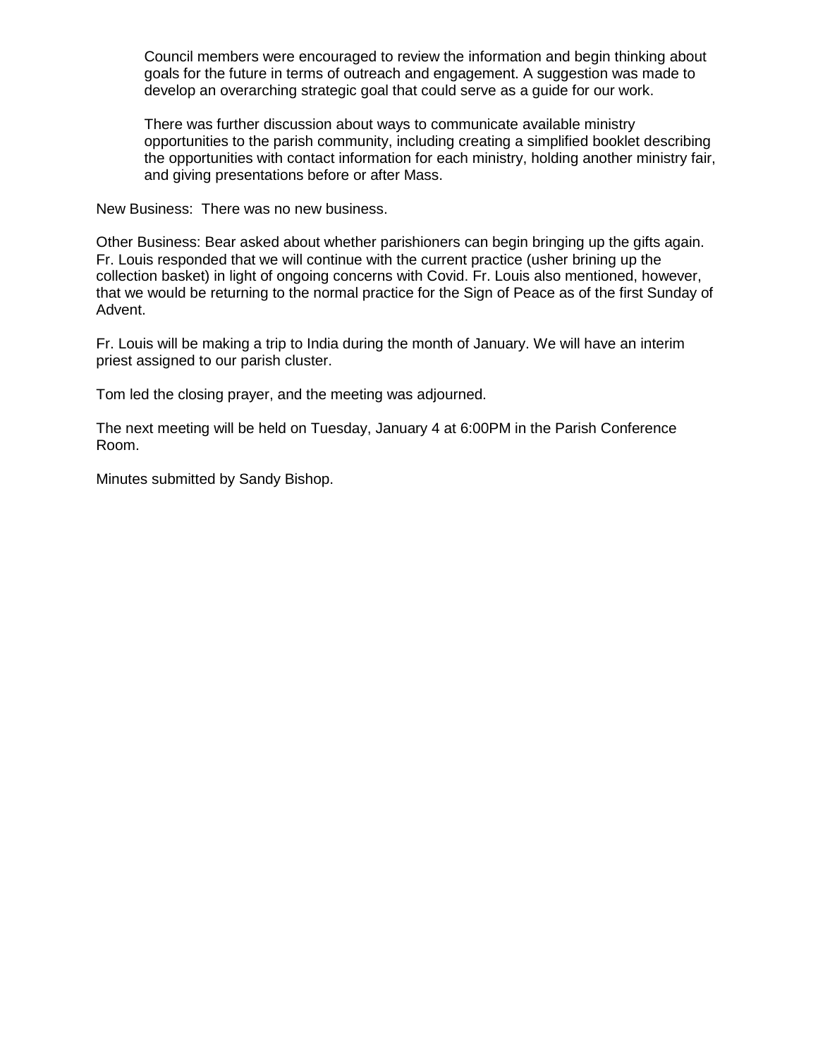Council members were encouraged to review the information and begin thinking about goals for the future in terms of outreach and engagement. A suggestion was made to develop an overarching strategic goal that could serve as a guide for our work.

There was further discussion about ways to communicate available ministry opportunities to the parish community, including creating a simplified booklet describing the opportunities with contact information for each ministry, holding another ministry fair, and giving presentations before or after Mass.

New Business: There was no new business.

Other Business: Bear asked about whether parishioners can begin bringing up the gifts again. Fr. Louis responded that we will continue with the current practice (usher brining up the collection basket) in light of ongoing concerns with Covid. Fr. Louis also mentioned, however, that we would be returning to the normal practice for the Sign of Peace as of the first Sunday of Advent.

Fr. Louis will be making a trip to India during the month of January. We will have an interim priest assigned to our parish cluster.

Tom led the closing prayer, and the meeting was adjourned.

The next meeting will be held on Tuesday, January 4 at 6:00PM in the Parish Conference Room.

Minutes submitted by Sandy Bishop.